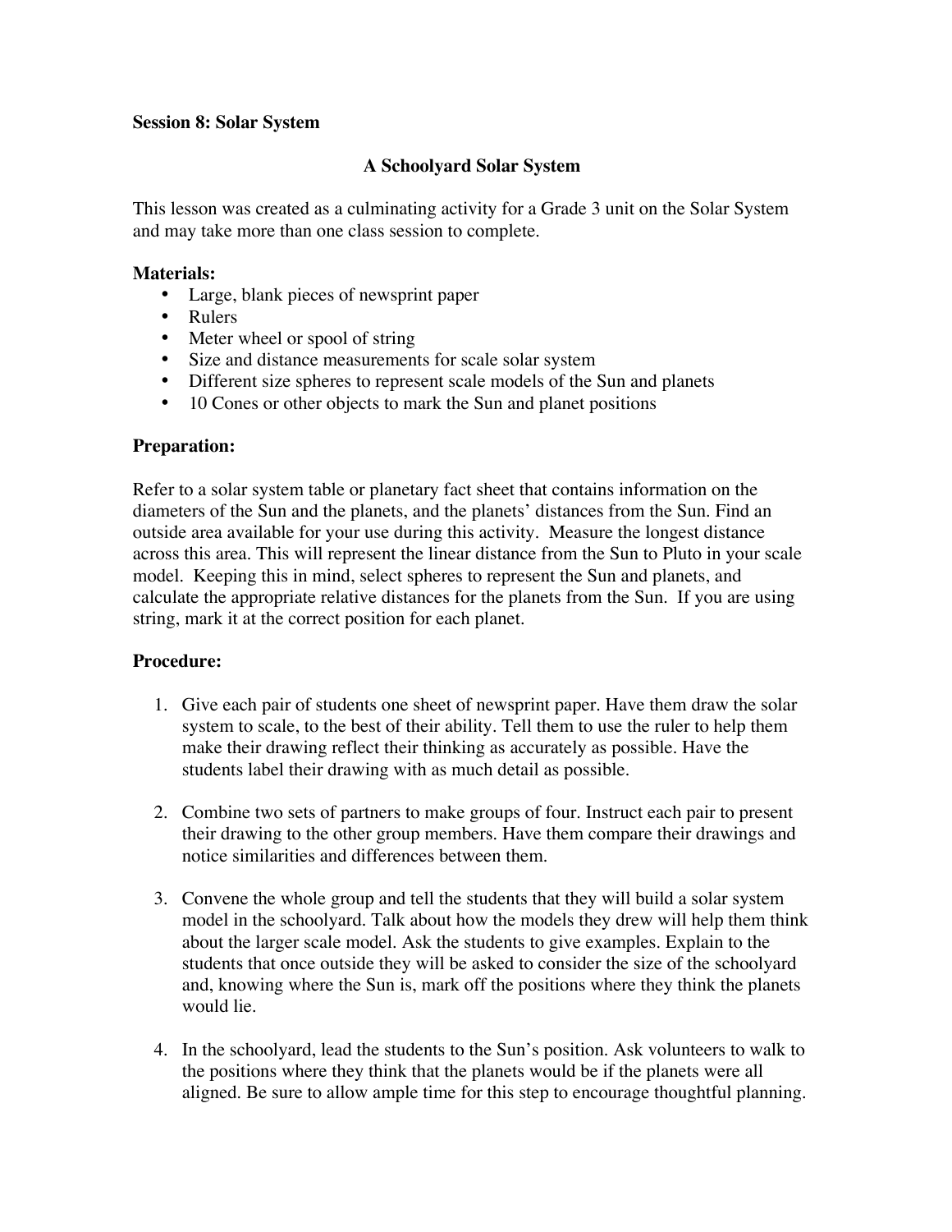**Session 8: Solar System**

## A Schoolyard Solar System

This lesson was created as a culminating activity for a Grade 3 unit on the Solar System and may take more than one class session to complete.

**Materials:**

- Large, blank pieces of newsprint paper
- Rulers
- Meter wheel or spool of string
- Size and distance measurements for scale solar system
- Different size spheres to represent scale models of the Sun and planets
- 10 Cones or other objects to mark the Sun and planet positions

**Preparation:**

Refer to a solar system table or planetary fact sheet that contains information on the diameters of the Sun and the planets, and the planets' distances from the Sun. Find an outside area available for your use during this activity. Measure the longest distance across this area. This will represent the linear distance from the Sun to Pluto in your scale model. Keeping this in mind, select spheres to represent the Sun and planets, and calculate the appropriate relative distances for the planets from the Sun. If you are using string, mark it at the correct position for each planet.

**Procedure:**

1. Give each pair of students one sheet of newsprint paper. Have them draw the solar system to scale, to the best of their ability. Tell them to use the ruler to help them make their drawing reflect their thinking as accurately as possible. Have the students label their drawing with as much detail as possible.

2. Combine two sets of partners to make groups of four. Instruct each pair to present their drawing to the other group members. Have them compare their drawings and notice similarities and differences between them.

3. Convene the whole group and tell the students that they will build a solar system model in the schoolyard. Talk about how the models they drew will help them think about the larger scale model. Ask the students to give examples. Explain to the students that once outside they will be asked to consider the size of the schoolyard and, knowing where the Sun is, mark off the positions where they think the planets would lie.

4. In the schoolyard, lead the students to the Sun's position. Ask volunteers to walk to the positions where they think that the planets would be if the planets were all aligned. Be sure to allow ample time for this step to encourage thoughtful planning.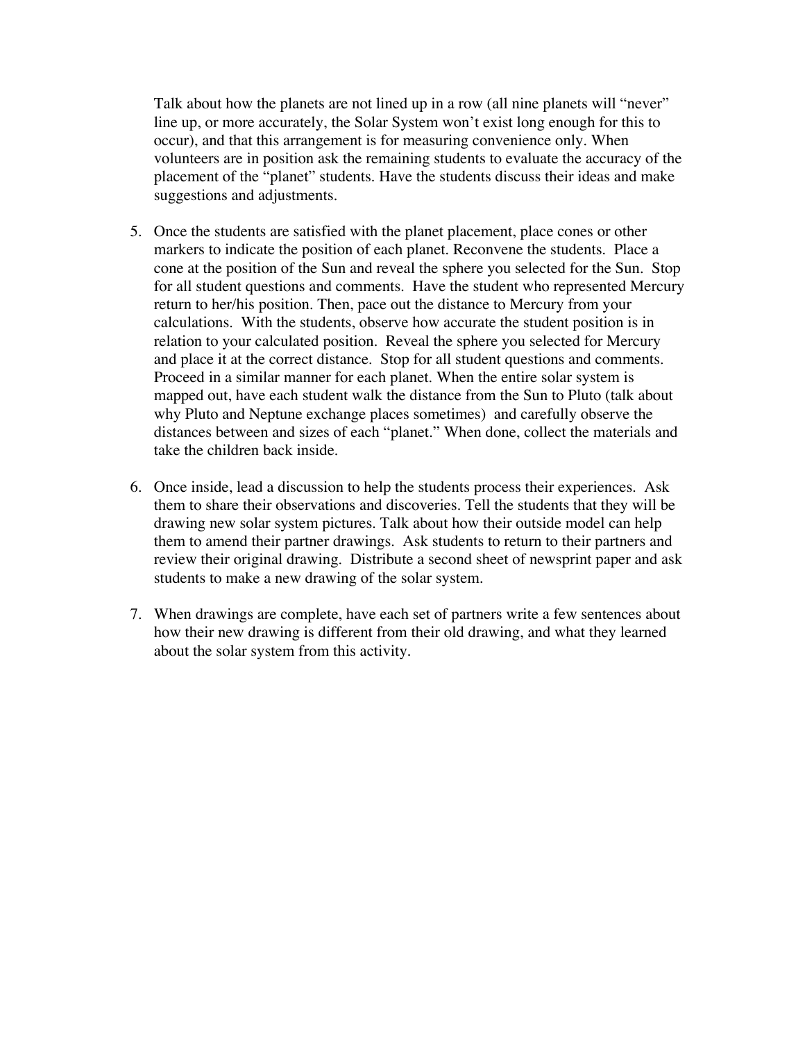Talk about how the planets are not lined up in a row (all nine planets will "never" line up, or more accurately, the Solar System won't exist long enough for this to occur), and that this arrangement is for measuring convenience only. When volunteers are in position ask the remaining students to evaluate the accuracy of the placement of the "planet" students. Have the students discuss their ideas and make suggestions and adjustments.

5. Once the students are satisfied with the planet placement, place cones or other markers to indicate the position of each planet. Reconvene the students. Place a cone at the position of the Sun and reveal the sphere you selected for the Sun. Stop for all student questions and comments. Have the student who represented Mercury return to her/his position. Then, pace out the distance to Mercury from your calculations. With the students, observe how accurate the student position is in relation to your calculated position. Reveal the sphere you selected for Mercury and place it at the correct distance. Stop for all student questions and comments. Proceed in a similar manner for each planet. When the entire solar system is mapped out, have each student walk the distance from the Sun to Pluto (talk about why Pluto and Neptune exchange places sometimes) and carefully observe the distances between and sizes of each "planet." When done, collect the materials and take the children back inside.

6. Once inside, lead a discussion to help the students process their experiences. Ask them to share their observations and discoveries. Tell the students that they will be drawing new solar system pictures. Talk about how their outside model can help them to amend their partner drawings. Ask students to return to their partners and review their original drawing. Distribute a second sheet of newsprint paper and ask students to make a new drawing of the solar system.

7. When drawings are complete, have each set of partners write a few sentences about how their new drawing is different from their old drawing, and what they learned about the solar system from this activity.